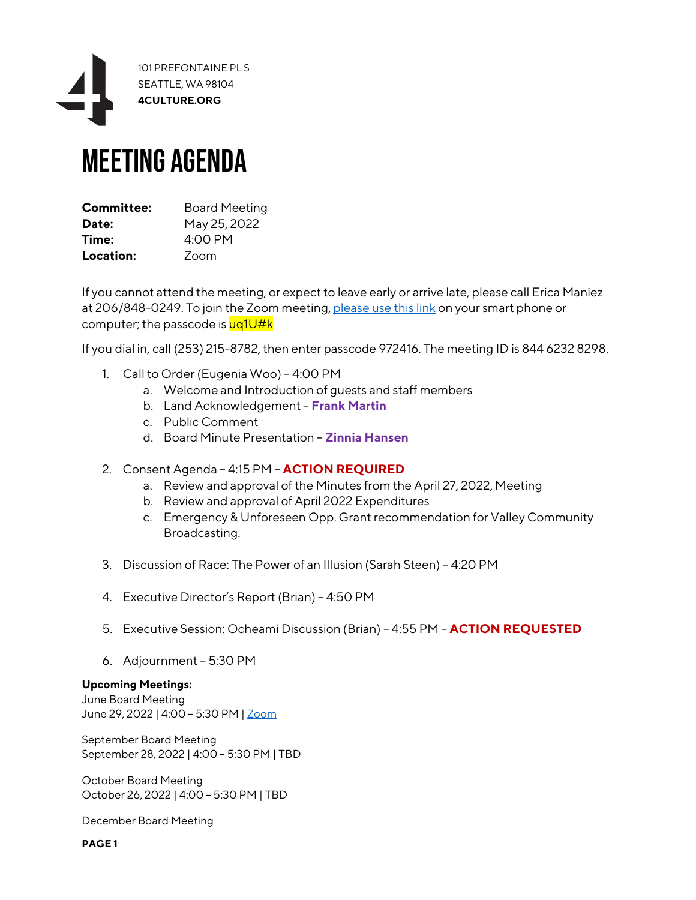101 PREFONTAINE PL S
SEATTLE, WA 98104
**4CULTURE.ORG**

# MEETING AGENDA

**Committee:** Board Meeting
**Date:** May 25, 2022
**Time:** 4:00 PM
**Location:** Zoom

If you cannot attend the meeting, or expect to leave early or arrive late, please call Erica Maniez at 206/848-0249. To join the Zoom meeting, please use this link on your smart phone or computer; the passcode is uq1U#k

If you dial in, call (253) 215-8782, then enter passcode 972416. The meeting ID is 844 6232 8298.

1. Call to Order (Eugenia Woo) – 4:00 PM
   a. Welcome and Introduction of guests and staff members
   b. Land Acknowledgement – **Frank Martin**
   c. Public Comment
   d. Board Minute Presentation – **Zinnia Hansen**

2. Consent Agenda – 4:15 PM – **ACTION REQUIRED**
   a. Review and approval of the Minutes from the April 27, 2022, Meeting
   b. Review and approval of April 2022 Expenditures
   c. Emergency & Unforeseen Opp. Grant recommendation for Valley Community Broadcasting.

3. Discussion of Race: The Power of an Illusion (Sarah Steen) – 4:20 PM

4. Executive Director's Report (Brian) – 4:50 PM

5. Executive Session: Ocheami Discussion (Brian) – 4:55 PM – **ACTION REQUESTED**

6. Adjournment – 5:30 PM

**Upcoming Meetings:**

June Board Meeting
June 29, 2022 | 4:00 – 5:30 PM | Zoom

September Board Meeting
September 28, 2022 | 4:00 – 5:30 PM | TBD

October Board Meeting
October 26, 2022 | 4:00 – 5:30 PM | TBD

December Board Meeting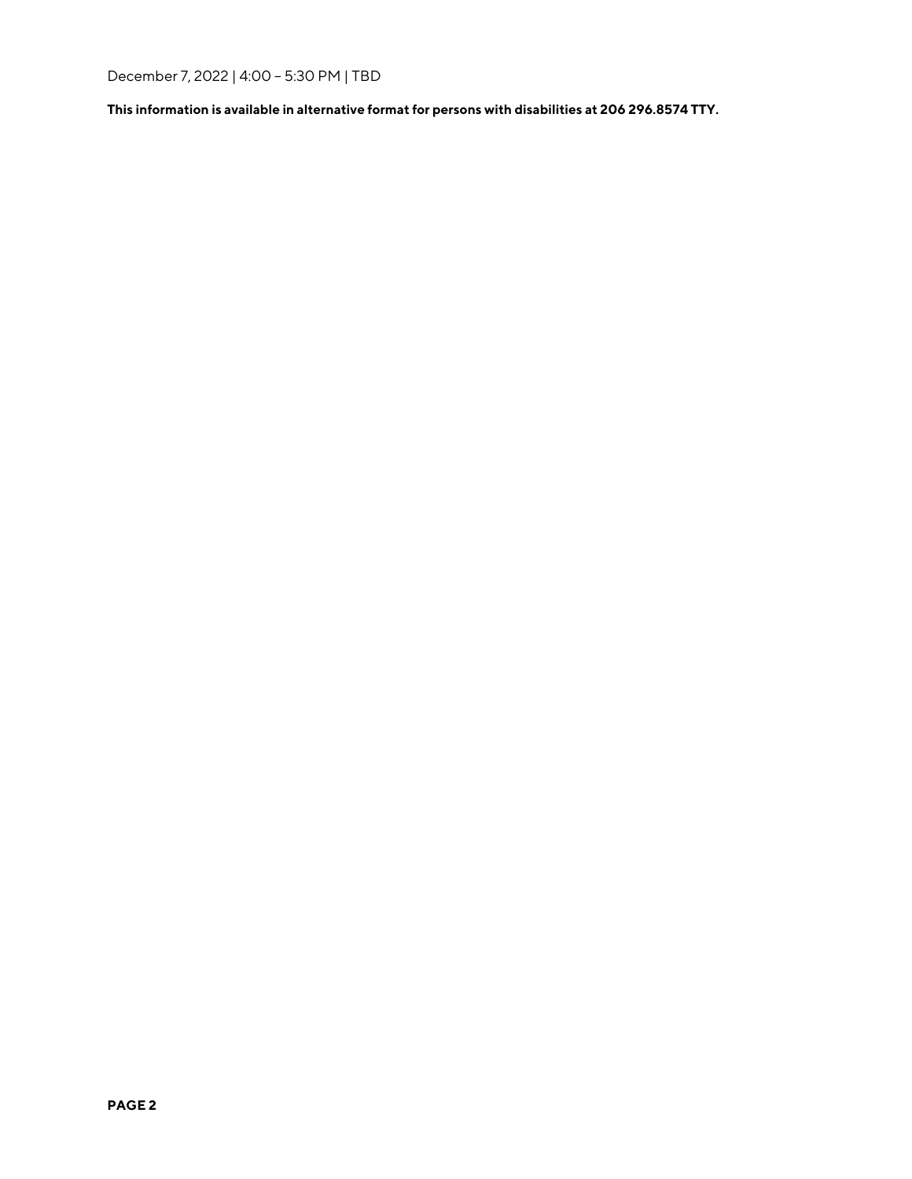December 7, 2022 | 4:00 – 5:30 PM | TBD

**This information is available in alternative format for persons with disabilities at 206 296.8574 TTY.**